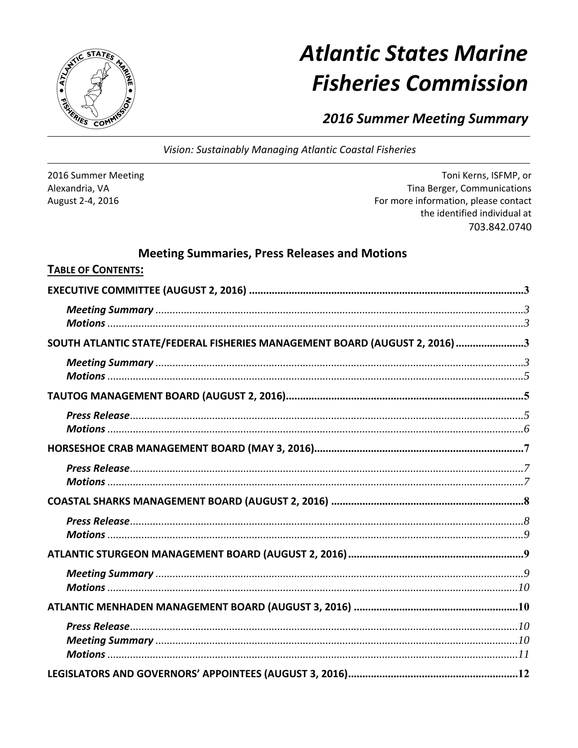# Atlantic States Marine Fisheries Commission

## 2016 Summer Meeting Summary

*Vision: Sustainably Managing Atlantic Coastal Fisheries*

2016 Summer Meeting
Alexandria, VA
August 2-4, 2016

Toni Kerns, ISFMP, or
Tina Berger, Communications
For more information, please contact
the identified individual at
703.842.0740

### Meeting Summaries, Press Releases and Motions

**TABLE OF CONTENTS:**

**EXECUTIVE COMMITTEE (AUGUST 2, 2016)** ........ 3
- ***Meeting Summary*** ........ 3
- ***Motions*** ........ 3

**SOUTH ATLANTIC STATE/FEDERAL FISHERIES MANAGEMENT BOARD (AUGUST 2, 2016)** ........ 3
- ***Meeting Summary*** ........ 3
- ***Motions*** ........ 5

**TAUTOG MANAGEMENT BOARD (AUGUST 2, 2016)** ........ 5
- ***Press Release*** ........ 5
- ***Motions*** ........ 6

**HORSESHOE CRAB MANAGEMENT BOARD (MAY 3, 2016)** ........ 7
- ***Press Release*** ........ 7
- ***Motions*** ........ 7

**COASTAL SHARKS MANAGEMENT BOARD (AUGUST 2, 2016)** ........ 8
- ***Press Release*** ........ 8
- ***Motions*** ........ 9

**ATLANTIC STURGEON MANAGEMENT BOARD (AUGUST 2, 2016)** ........ 9
- ***Meeting Summary*** ........ 9
- ***Motions*** ........ 10

**ATLANTIC MENHADEN MANAGEMENT BOARD (AUGUST 3, 2016)** ........ 10
- ***Press Release*** ........ 10
- ***Meeting Summary*** ........ 10
- ***Motions*** ........ 11

**LEGISLATORS AND GOVERNORS' APPOINTEES (AUGUST 3, 2016)** ........ 12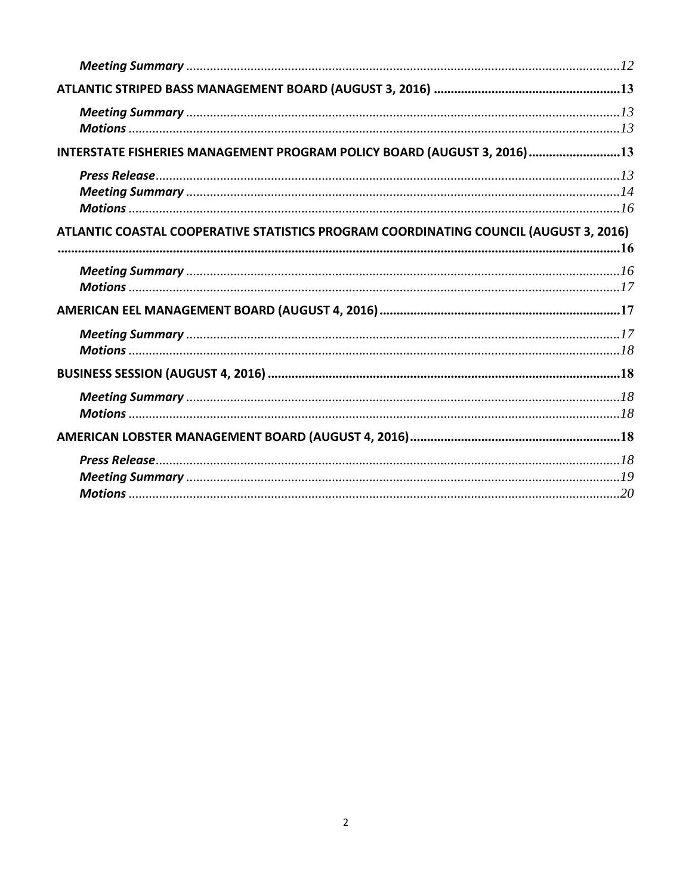*Meeting Summary* ...................................................................................................................12

**ATLANTIC STRIPED BASS MANAGEMENT BOARD (AUGUST 3, 2016)** .......................................................13

*Meeting Summary* ...................................................................................................................13
*Motions* ...................................................................................................................................13

**INTERSTATE FISHERIES MANAGEMENT PROGRAM POLICY BOARD (AUGUST 3, 2016)** ...........................13

*Press Release* ..........................................................................................................................13
*Meeting Summary* ...................................................................................................................14
*Motions* ...................................................................................................................................16

**ATLANTIC COASTAL COOPERATIVE STATISTICS PROGRAM COORDINATING COUNCIL (AUGUST 3, 2016)** ......................................................................................................................................................16

*Meeting Summary* ...................................................................................................................16
*Motions* ...................................................................................................................................17

**AMERICAN EEL MANAGEMENT BOARD (AUGUST 4, 2016)** ......................................................................17

*Meeting Summary* ...................................................................................................................17
*Motions* ...................................................................................................................................18

**BUSINESS SESSION (AUGUST 4, 2016)** .......................................................................................................18

*Meeting Summary* ...................................................................................................................18
*Motions* ...................................................................................................................................18

**AMERICAN LOBSTER MANAGEMENT BOARD (AUGUST 4, 2016)** .............................................................18

*Press Release* ..........................................................................................................................18
*Meeting Summary* ...................................................................................................................19
*Motions* ...................................................................................................................................20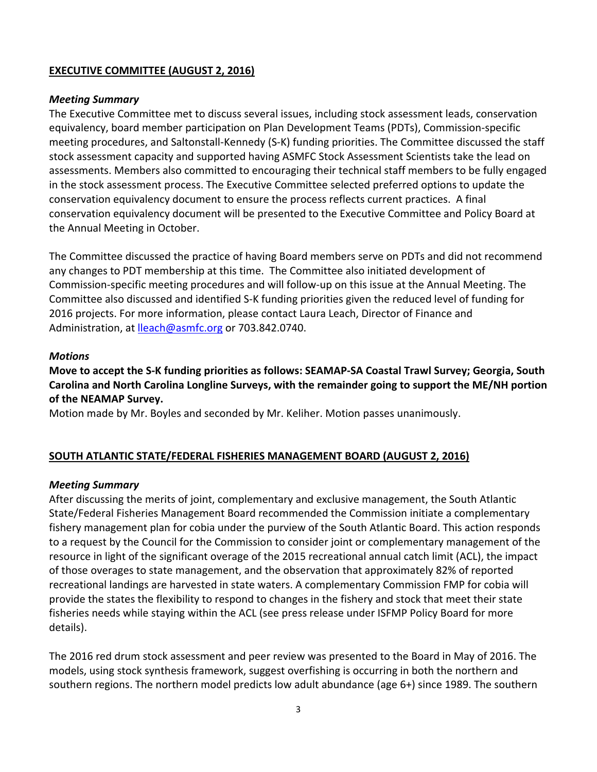## EXECUTIVE COMMITTEE (AUGUST 2, 2016)

### *Meeting Summary*

The Executive Committee met to discuss several issues, including stock assessment leads, conservation equivalency, board member participation on Plan Development Teams (PDTs), Commission-specific meeting procedures, and Saltonstall-Kennedy (S-K) funding priorities. The Committee discussed the staff stock assessment capacity and supported having ASMFC Stock Assessment Scientists take the lead on assessments. Members also committed to encouraging their technical staff members to be fully engaged in the stock assessment process. The Executive Committee selected preferred options to update the conservation equivalency document to ensure the process reflects current practices. A final conservation equivalency document will be presented to the Executive Committee and Policy Board at the Annual Meeting in October.

The Committee discussed the practice of having Board members serve on PDTs and did not recommend any changes to PDT membership at this time. The Committee also initiated development of Commission-specific meeting procedures and will follow-up on this issue at the Annual Meeting. The Committee also discussed and identified S-K funding priorities given the reduced level of funding for 2016 projects. For more information, please contact Laura Leach, Director of Finance and Administration, at [lleach@asmfc.org](mailto:lleach@asmfc.org) or 703.842.0740.

### *Motions*

**Move to accept the S-K funding priorities as follows: SEAMAP-SA Coastal Trawl Survey; Georgia, South Carolina and North Carolina Longline Surveys, with the remainder going to support the ME/NH portion of the NEAMAP Survey.**

Motion made by Mr. Boyles and seconded by Mr. Keliher. Motion passes unanimously.

## SOUTH ATLANTIC STATE/FEDERAL FISHERIES MANAGEMENT BOARD (AUGUST 2, 2016)

### *Meeting Summary*

After discussing the merits of joint, complementary and exclusive management, the South Atlantic State/Federal Fisheries Management Board recommended the Commission initiate a complementary fishery management plan for cobia under the purview of the South Atlantic Board. This action responds to a request by the Council for the Commission to consider joint or complementary management of the resource in light of the significant overage of the 2015 recreational annual catch limit (ACL), the impact of those overages to state management, and the observation that approximately 82% of reported recreational landings are harvested in state waters. A complementary Commission FMP for cobia will provide the states the flexibility to respond to changes in the fishery and stock that meet their state fisheries needs while staying within the ACL (see press release under ISFMP Policy Board for more details).

The 2016 red drum stock assessment and peer review was presented to the Board in May of 2016. The models, using stock synthesis framework, suggest overfishing is occurring in both the northern and southern regions. The northern model predicts low adult abundance (age 6+) since 1989. The southern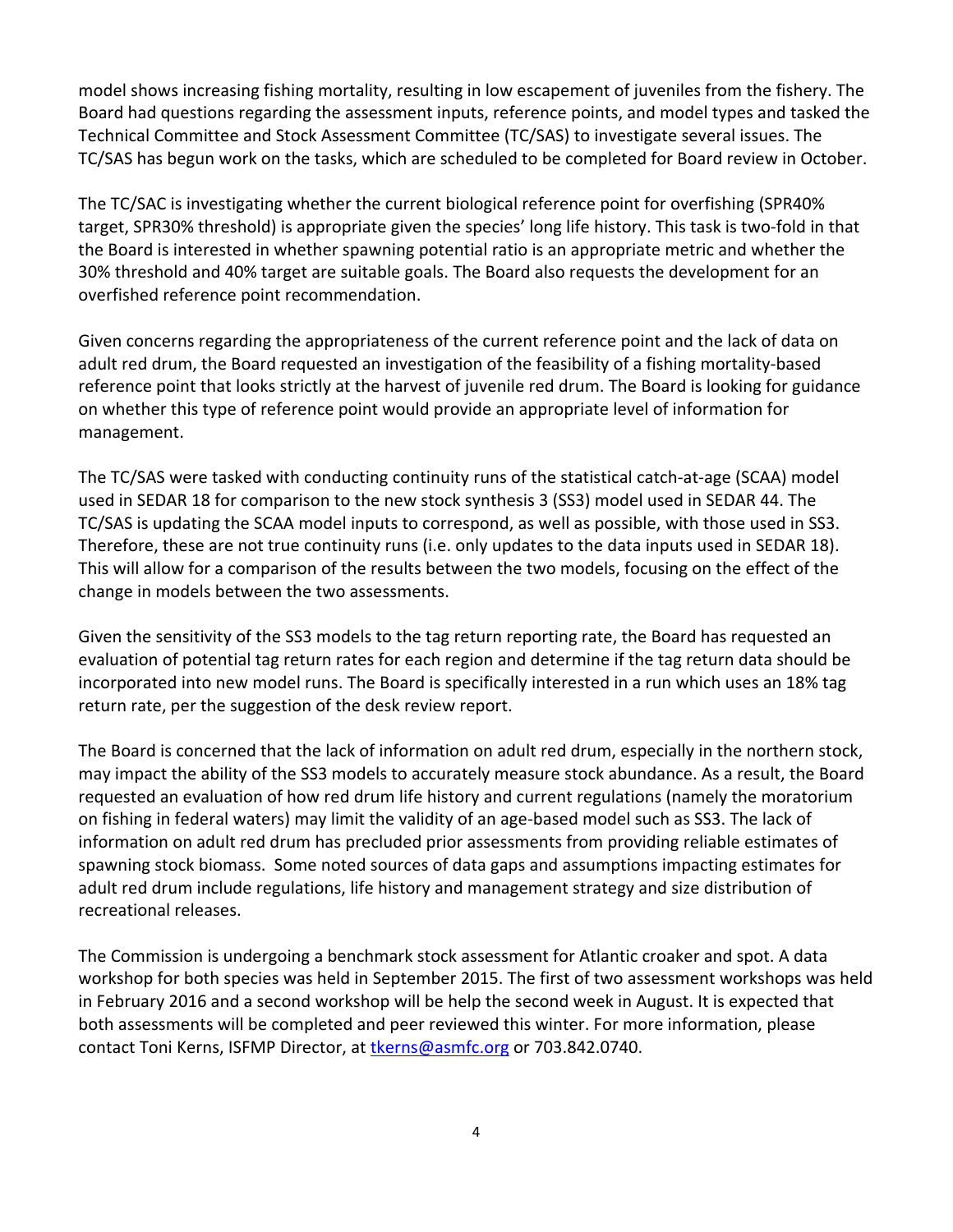model shows increasing fishing mortality, resulting in low escapement of juveniles from the fishery. The Board had questions regarding the assessment inputs, reference points, and model types and tasked the Technical Committee and Stock Assessment Committee (TC/SAS) to investigate several issues. The TC/SAS has begun work on the tasks, which are scheduled to be completed for Board review in October.

The TC/SAC is investigating whether the current biological reference point for overfishing (SPR40% target, SPR30% threshold) is appropriate given the species' long life history. This task is two-fold in that the Board is interested in whether spawning potential ratio is an appropriate metric and whether the 30% threshold and 40% target are suitable goals. The Board also requests the development for an overfished reference point recommendation.

Given concerns regarding the appropriateness of the current reference point and the lack of data on adult red drum, the Board requested an investigation of the feasibility of a fishing mortality-based reference point that looks strictly at the harvest of juvenile red drum. The Board is looking for guidance on whether this type of reference point would provide an appropriate level of information for management.

The TC/SAS were tasked with conducting continuity runs of the statistical catch-at-age (SCAA) model used in SEDAR 18 for comparison to the new stock synthesis 3 (SS3) model used in SEDAR 44. The TC/SAS is updating the SCAA model inputs to correspond, as well as possible, with those used in SS3. Therefore, these are not true continuity runs (i.e. only updates to the data inputs used in SEDAR 18). This will allow for a comparison of the results between the two models, focusing on the effect of the change in models between the two assessments.

Given the sensitivity of the SS3 models to the tag return reporting rate, the Board has requested an evaluation of potential tag return rates for each region and determine if the tag return data should be incorporated into new model runs. The Board is specifically interested in a run which uses an 18% tag return rate, per the suggestion of the desk review report.

The Board is concerned that the lack of information on adult red drum, especially in the northern stock, may impact the ability of the SS3 models to accurately measure stock abundance. As a result, the Board requested an evaluation of how red drum life history and current regulations (namely the moratorium on fishing in federal waters) may limit the validity of an age-based model such as SS3. The lack of information on adult red drum has precluded prior assessments from providing reliable estimates of spawning stock biomass. Some noted sources of data gaps and assumptions impacting estimates for adult red drum include regulations, life history and management strategy and size distribution of recreational releases.

The Commission is undergoing a benchmark stock assessment for Atlantic croaker and spot. A data workshop for both species was held in September 2015. The first of two assessment workshops was held in February 2016 and a second workshop will be help the second week in August. It is expected that both assessments will be completed and peer reviewed this winter. For more information, please contact Toni Kerns, ISFMP Director, at tkerns@asmfc.org or 703.842.0740.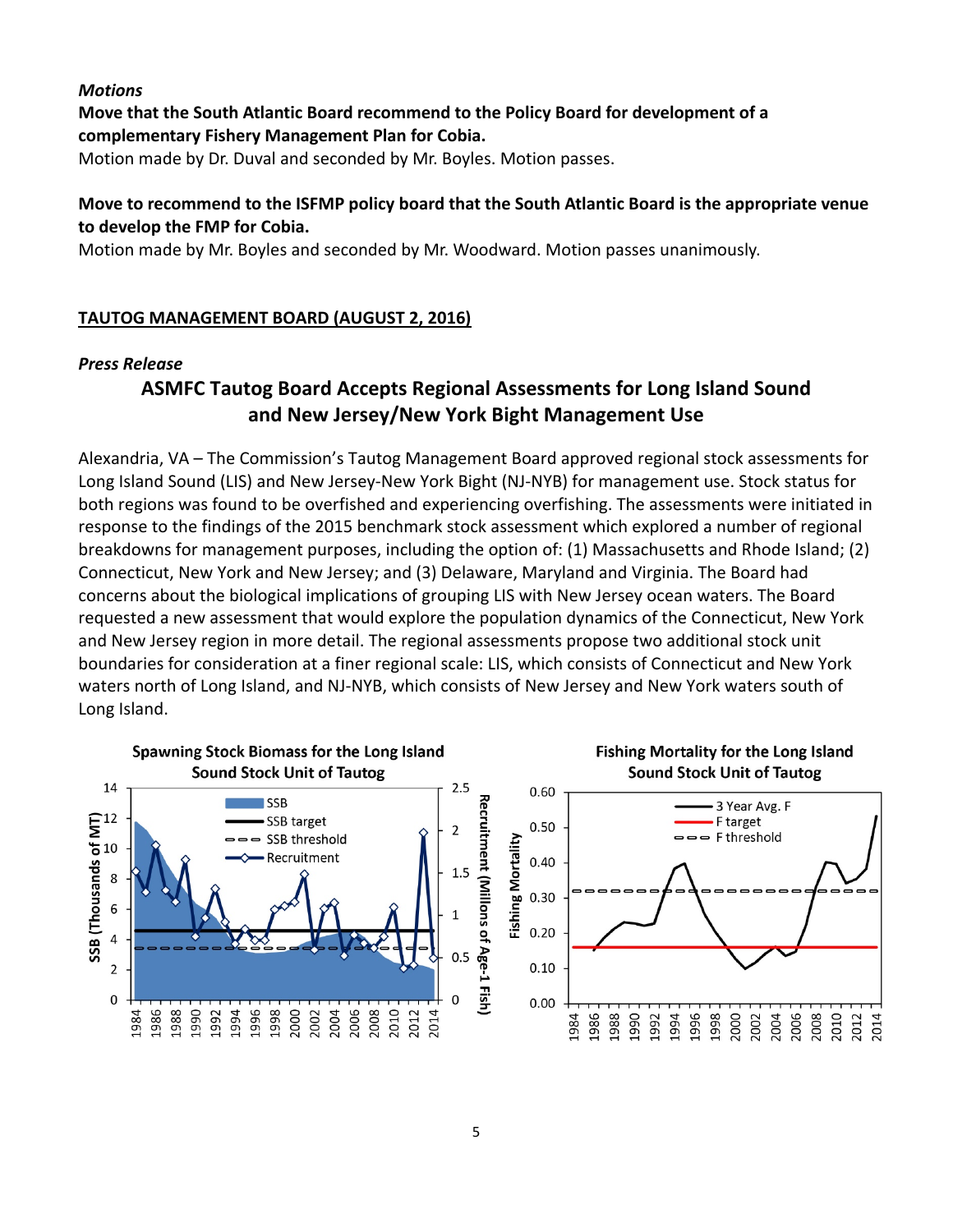*Motions*

**Move that the South Atlantic Board recommend to the Policy Board for development of a complementary Fishery Management Plan for Cobia.**

Motion made by Dr. Duval and seconded by Mr. Boyles. Motion passes.

**Move to recommend to the ISFMP policy board that the South Atlantic Board is the appropriate venue to develop the FMP for Cobia.**

Motion made by Mr. Boyles and seconded by Mr. Woodward. Motion passes unanimously.

## TAUTOG MANAGEMENT BOARD (AUGUST 2, 2016)

*Press Release*

### ASMFC Tautog Board Accepts Regional Assessments for Long Island Sound and New Jersey/New York Bight Management Use

Alexandria, VA – The Commission's Tautog Management Board approved regional stock assessments for Long Island Sound (LIS) and New Jersey-New York Bight (NJ-NYB) for management use. Stock status for both regions was found to be overfished and experiencing overfishing. The assessments were initiated in response to the findings of the 2015 benchmark stock assessment which explored a number of regional breakdowns for management purposes, including the option of: (1) Massachusetts and Rhode Island; (2) Connecticut, New York and New Jersey; and (3) Delaware, Maryland and Virginia. The Board had concerns about the biological implications of grouping LIS with New Jersey ocean waters. The Board requested a new assessment that would explore the population dynamics of the Connecticut, New York and New Jersey region in more detail. The regional assessments propose two additional stock unit boundaries for consideration at a finer regional scale: LIS, which consists of Connecticut and New York waters north of Long Island, and NJ-NYB, which consists of New Jersey and New York waters south of Long Island.

Spawning Stock Biomass for the Long Island Sound Stock Unit of Tautog

Fishing Mortality for the Long Island Sound Stock Unit of Tautog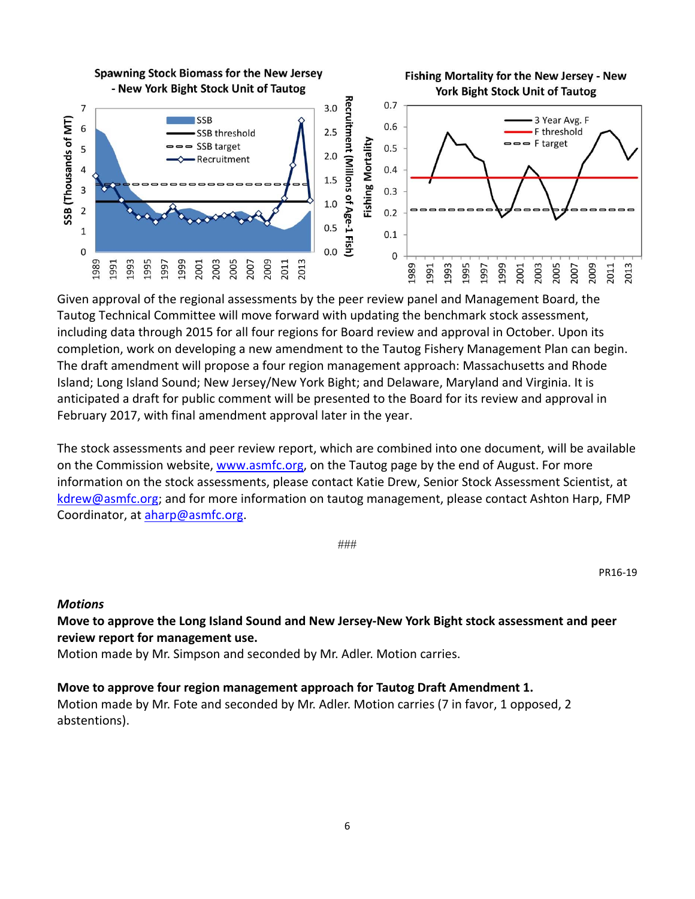Given approval of the regional assessments by the peer review panel and Management Board, the Tautog Technical Committee will move forward with updating the benchmark stock assessment, including data through 2015 for all four regions for Board review and approval in October. Upon its completion, work on developing a new amendment to the Tautog Fishery Management Plan can begin. The draft amendment will propose a four region management approach: Massachusetts and Rhode Island; Long Island Sound; New Jersey/New York Bight; and Delaware, Maryland and Virginia. It is anticipated a draft for public comment will be presented to the Board for its review and approval in February 2017, with final amendment approval later in the year.

The stock assessments and peer review report, which are combined into one document, will be available on the Commission website, www.asmfc.org, on the Tautog page by the end of August. For more information on the stock assessments, please contact Katie Drew, Senior Stock Assessment Scientist, at kdrew@asmfc.org; and for more information on tautog management, please contact Ashton Harp, FMP Coordinator, at aharp@asmfc.org.

###

PR16-19

***Motions***

**Move to approve the Long Island Sound and New Jersey-New York Bight stock assessment and peer review report for management use.**
Motion made by Mr. Simpson and seconded by Mr. Adler. Motion carries.

**Move to approve four region management approach for Tautog Draft Amendment 1.**
Motion made by Mr. Fote and seconded by Mr. Adler. Motion carries (7 in favor, 1 opposed, 2 abstentions).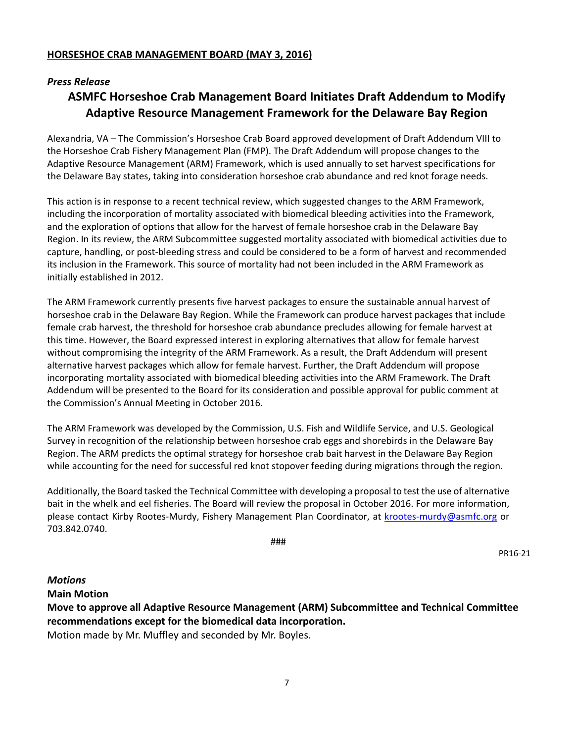## **HORSESHOE CRAB MANAGEMENT BOARD (MAY 3, 2016)**

*Press Release*

# ASMFC Horseshoe Crab Management Board Initiates Draft Addendum to Modify Adaptive Resource Management Framework for the Delaware Bay Region

Alexandria, VA – The Commission's Horseshoe Crab Board approved development of Draft Addendum VIII to the Horseshoe Crab Fishery Management Plan (FMP). The Draft Addendum will propose changes to the Adaptive Resource Management (ARM) Framework, which is used annually to set harvest specifications for the Delaware Bay states, taking into consideration horseshoe crab abundance and red knot forage needs.

This action is in response to a recent technical review, which suggested changes to the ARM Framework, including the incorporation of mortality associated with biomedical bleeding activities into the Framework, and the exploration of options that allow for the harvest of female horseshoe crab in the Delaware Bay Region. In its review, the ARM Subcommittee suggested mortality associated with biomedical activities due to capture, handling, or post-bleeding stress and could be considered to be a form of harvest and recommended its inclusion in the Framework. This source of mortality had not been included in the ARM Framework as initially established in 2012.

The ARM Framework currently presents five harvest packages to ensure the sustainable annual harvest of horseshoe crab in the Delaware Bay Region. While the Framework can produce harvest packages that include female crab harvest, the threshold for horseshoe crab abundance precludes allowing for female harvest at this time. However, the Board expressed interest in exploring alternatives that allow for female harvest without compromising the integrity of the ARM Framework. As a result, the Draft Addendum will present alternative harvest packages which allow for female harvest. Further, the Draft Addendum will propose incorporating mortality associated with biomedical bleeding activities into the ARM Framework. The Draft Addendum will be presented to the Board for its consideration and possible approval for public comment at the Commission's Annual Meeting in October 2016.

The ARM Framework was developed by the Commission, U.S. Fish and Wildlife Service, and U.S. Geological Survey in recognition of the relationship between horseshoe crab eggs and shorebirds in the Delaware Bay Region. The ARM predicts the optimal strategy for horseshoe crab bait harvest in the Delaware Bay Region while accounting for the need for successful red knot stopover feeding during migrations through the region.

Additionally, the Board tasked the Technical Committee with developing a proposal to test the use of alternative bait in the whelk and eel fisheries. The Board will review the proposal in October 2016. For more information, please contact Kirby Rootes-Murdy, Fishery Management Plan Coordinator, at krootes-murdy@asmfc.org or 703.842.0740.

###

PR16-21

### *Motions*

**Main Motion**

**Move to approve all Adaptive Resource Management (ARM) Subcommittee and Technical Committee recommendations except for the biomedical data incorporation.**

Motion made by Mr. Muffley and seconded by Mr. Boyles.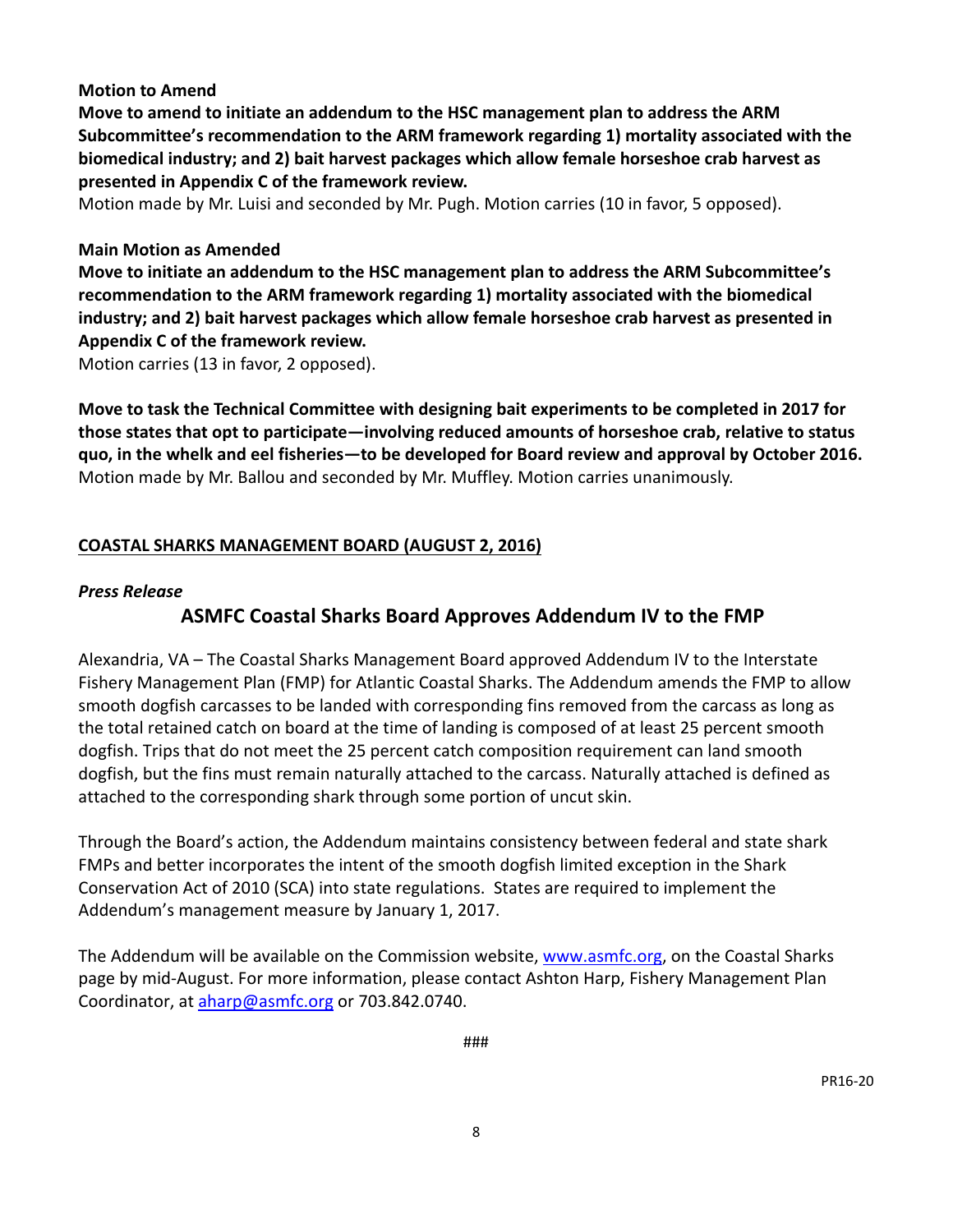**Motion to Amend**

**Move to amend to initiate an addendum to the HSC management plan to address the ARM Subcommittee's recommendation to the ARM framework regarding 1) mortality associated with the biomedical industry; and 2) bait harvest packages which allow female horseshoe crab harvest as presented in Appendix C of the framework review.**

Motion made by Mr. Luisi and seconded by Mr. Pugh. Motion carries (10 in favor, 5 opposed).

**Main Motion as Amended**

**Move to initiate an addendum to the HSC management plan to address the ARM Subcommittee's recommendation to the ARM framework regarding 1) mortality associated with the biomedical industry; and 2) bait harvest packages which allow female horseshoe crab harvest as presented in Appendix C of the framework review.**

Motion carries (13 in favor, 2 opposed).

**Move to task the Technical Committee with designing bait experiments to be completed in 2017 for those states that opt to participate—involving reduced amounts of horseshoe crab, relative to status quo, in the whelk and eel fisheries—to be developed for Board review and approval by October 2016.**

Motion made by Mr. Ballou and seconded by Mr. Muffley. Motion carries unanimously.

## COASTAL SHARKS MANAGEMENT BOARD (AUGUST 2, 2016)

*Press Release*

### ASMFC Coastal Sharks Board Approves Addendum IV to the FMP

Alexandria, VA – The Coastal Sharks Management Board approved Addendum IV to the Interstate Fishery Management Plan (FMP) for Atlantic Coastal Sharks. The Addendum amends the FMP to allow smooth dogfish carcasses to be landed with corresponding fins removed from the carcass as long as the total retained catch on board at the time of landing is composed of at least 25 percent smooth dogfish. Trips that do not meet the 25 percent catch composition requirement can land smooth dogfish, but the fins must remain naturally attached to the carcass. Naturally attached is defined as attached to the corresponding shark through some portion of uncut skin.

Through the Board's action, the Addendum maintains consistency between federal and state shark FMPs and better incorporates the intent of the smooth dogfish limited exception in the Shark Conservation Act of 2010 (SCA) into state regulations. States are required to implement the Addendum's management measure by January 1, 2017.

The Addendum will be available on the Commission website, www.asmfc.org, on the Coastal Sharks page by mid-August. For more information, please contact Ashton Harp, Fishery Management Plan Coordinator, at aharp@asmfc.org or 703.842.0740.

###

PR16-20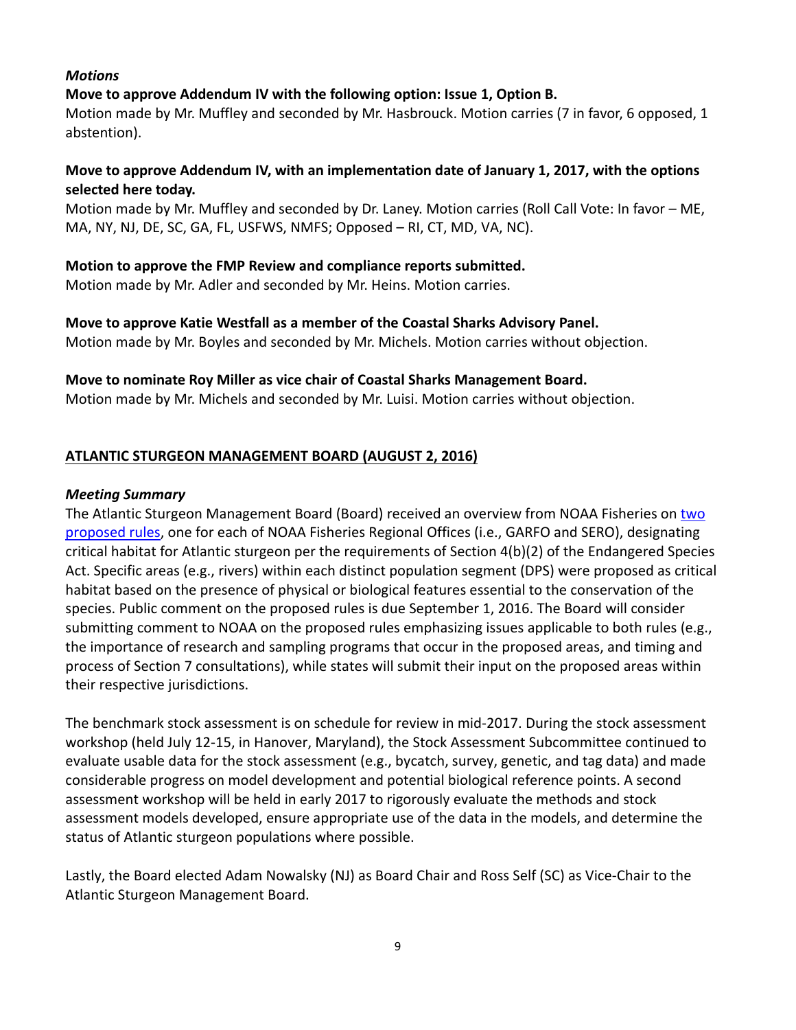*Motions*

**Move to approve Addendum IV with the following option: Issue 1, Option B.**
Motion made by Mr. Muffley and seconded by Mr. Hasbrouck. Motion carries (7 in favor, 6 opposed, 1 abstention).

**Move to approve Addendum IV, with an implementation date of January 1, 2017, with the options selected here today.**
Motion made by Mr. Muffley and seconded by Dr. Laney. Motion carries (Roll Call Vote: In favor – ME, MA, NY, NJ, DE, SC, GA, FL, USFWS, NMFS; Opposed – RI, CT, MD, VA, NC).

**Motion to approve the FMP Review and compliance reports submitted.**
Motion made by Mr. Adler and seconded by Mr. Heins. Motion carries.

**Move to approve Katie Westfall as a member of the Coastal Sharks Advisory Panel.**
Motion made by Mr. Boyles and seconded by Mr. Michels. Motion carries without objection.

**Move to nominate Roy Miller as vice chair of Coastal Sharks Management Board.**
Motion made by Mr. Michels and seconded by Mr. Luisi. Motion carries without objection.

## ATLANTIC STURGEON MANAGEMENT BOARD (AUGUST 2, 2016)

*Meeting Summary*

The Atlantic Sturgeon Management Board (Board) received an overview from NOAA Fisheries on two proposed rules, one for each of NOAA Fisheries Regional Offices (i.e., GARFO and SERO), designating critical habitat for Atlantic sturgeon per the requirements of Section 4(b)(2) of the Endangered Species Act. Specific areas (e.g., rivers) within each distinct population segment (DPS) were proposed as critical habitat based on the presence of physical or biological features essential to the conservation of the species. Public comment on the proposed rules is due September 1, 2016. The Board will consider submitting comment to NOAA on the proposed rules emphasizing issues applicable to both rules (e.g., the importance of research and sampling programs that occur in the proposed areas, and timing and process of Section 7 consultations), while states will submit their input on the proposed areas within their respective jurisdictions.

The benchmark stock assessment is on schedule for review in mid-2017. During the stock assessment workshop (held July 12-15, in Hanover, Maryland), the Stock Assessment Subcommittee continued to evaluate usable data for the stock assessment (e.g., bycatch, survey, genetic, and tag data) and made considerable progress on model development and potential biological reference points. A second assessment workshop will be held in early 2017 to rigorously evaluate the methods and stock assessment models developed, ensure appropriate use of the data in the models, and determine the status of Atlantic sturgeon populations where possible.

Lastly, the Board elected Adam Nowalsky (NJ) as Board Chair and Ross Self (SC) as Vice-Chair to the Atlantic Sturgeon Management Board.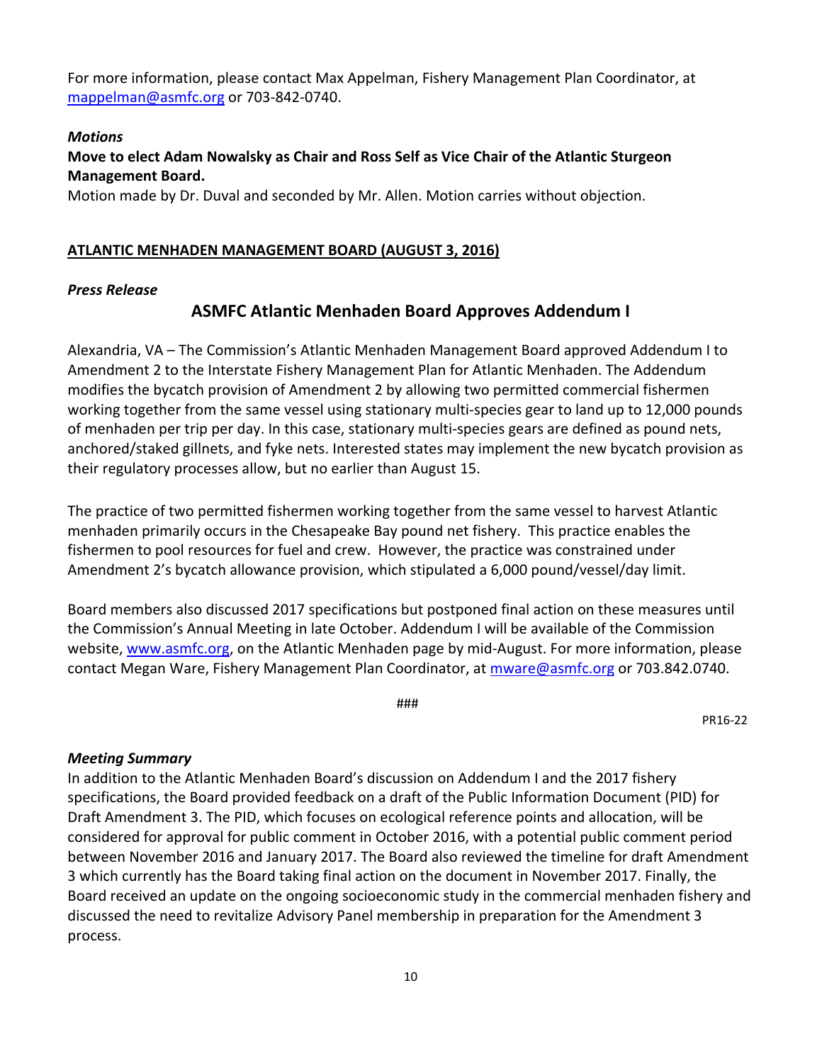For more information, please contact Max Appelman, Fishery Management Plan Coordinator, at mappelman@asmfc.org or 703-842-0740.

***Motions***

**Move to elect Adam Nowalsky as Chair and Ross Self as Vice Chair of the Atlantic Sturgeon Management Board.**

Motion made by Dr. Duval and seconded by Mr. Allen. Motion carries without objection.

## <u>ATLANTIC MENHADEN MANAGEMENT BOARD (AUGUST 3, 2016)</u>

***Press Release***

### ASMFC Atlantic Menhaden Board Approves Addendum I

Alexandria, VA – The Commission's Atlantic Menhaden Management Board approved Addendum I to Amendment 2 to the Interstate Fishery Management Plan for Atlantic Menhaden. The Addendum modifies the bycatch provision of Amendment 2 by allowing two permitted commercial fishermen working together from the same vessel using stationary multi-species gear to land up to 12,000 pounds of menhaden per trip per day. In this case, stationary multi-species gears are defined as pound nets, anchored/staked gillnets, and fyke nets. Interested states may implement the new bycatch provision as their regulatory processes allow, but no earlier than August 15.

The practice of two permitted fishermen working together from the same vessel to harvest Atlantic menhaden primarily occurs in the Chesapeake Bay pound net fishery. This practice enables the fishermen to pool resources for fuel and crew. However, the practice was constrained under Amendment 2's bycatch allowance provision, which stipulated a 6,000 pound/vessel/day limit.

Board members also discussed 2017 specifications but postponed final action on these measures until the Commission's Annual Meeting in late October. Addendum I will be available of the Commission website, www.asmfc.org, on the Atlantic Menhaden page by mid-August. For more information, please contact Megan Ware, Fishery Management Plan Coordinator, at mware@asmfc.org or 703.842.0740.

###

PR16-22

***Meeting Summary***

In addition to the Atlantic Menhaden Board's discussion on Addendum I and the 2017 fishery specifications, the Board provided feedback on a draft of the Public Information Document (PID) for Draft Amendment 3. The PID, which focuses on ecological reference points and allocation, will be considered for approval for public comment in October 2016, with a potential public comment period between November 2016 and January 2017. The Board also reviewed the timeline for draft Amendment 3 which currently has the Board taking final action on the document in November 2017. Finally, the Board received an update on the ongoing socioeconomic study in the commercial menhaden fishery and discussed the need to revitalize Advisory Panel membership in preparation for the Amendment 3 process.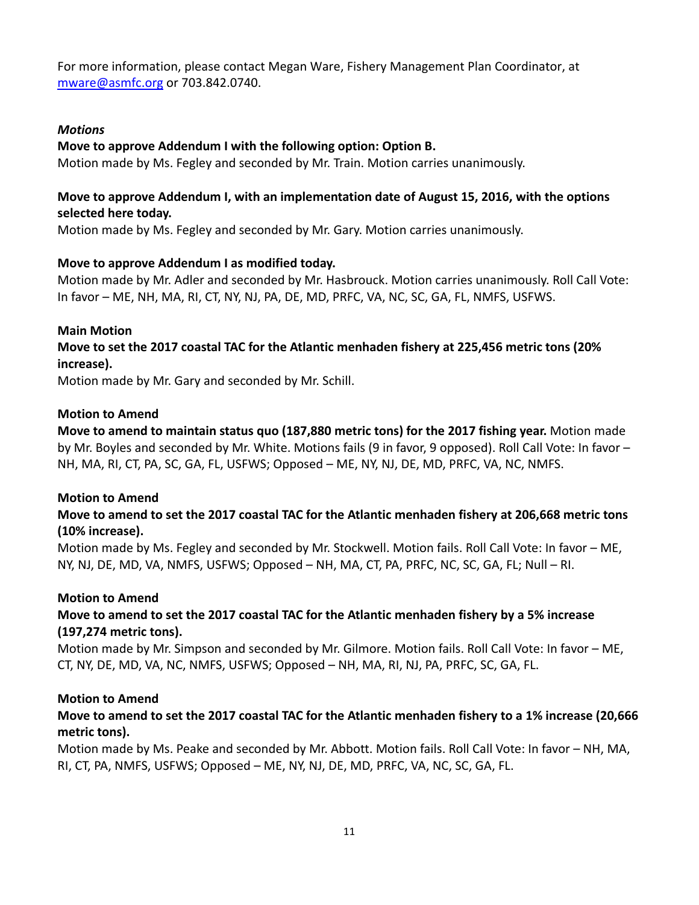For more information, please contact Megan Ware, Fishery Management Plan Coordinator, at mware@asmfc.org or 703.842.0740.

***Motions***

**Move to approve Addendum I with the following option: Option B.**
Motion made by Ms. Fegley and seconded by Mr. Train. Motion carries unanimously.

**Move to approve Addendum I, with an implementation date of August 15, 2016, with the options selected here today.**
Motion made by Ms. Fegley and seconded by Mr. Gary. Motion carries unanimously.

**Move to approve Addendum I as modified today.**
Motion made by Mr. Adler and seconded by Mr. Hasbrouck. Motion carries unanimously. Roll Call Vote: In favor – ME, NH, MA, RI, CT, NY, NJ, PA, DE, MD, PRFC, VA, NC, SC, GA, FL, NMFS, USFWS.

**Main Motion**

**Move to set the 2017 coastal TAC for the Atlantic menhaden fishery at 225,456 metric tons (20% increase).**
Motion made by Mr. Gary and seconded by Mr. Schill.

**Motion to Amend**

**Move to amend to maintain status quo (187,880 metric tons) for the 2017 fishing year.** Motion made by Mr. Boyles and seconded by Mr. White. Motions fails (9 in favor, 9 opposed). Roll Call Vote: In favor – NH, MA, RI, CT, PA, SC, GA, FL, USFWS; Opposed – ME, NY, NJ, DE, MD, PRFC, VA, NC, NMFS.

**Motion to Amend**

**Move to amend to set the 2017 coastal TAC for the Atlantic menhaden fishery at 206,668 metric tons (10% increase).**
Motion made by Ms. Fegley and seconded by Mr. Stockwell. Motion fails. Roll Call Vote: In favor – ME, NY, NJ, DE, MD, VA, NMFS, USFWS; Opposed – NH, MA, CT, PA, PRFC, NC, SC, GA, FL; Null – RI.

**Motion to Amend**

**Move to amend to set the 2017 coastal TAC for the Atlantic menhaden fishery by a 5% increase (197,274 metric tons).**
Motion made by Mr. Simpson and seconded by Mr. Gilmore. Motion fails. Roll Call Vote: In favor – ME, CT, NY, DE, MD, VA, NC, NMFS, USFWS; Opposed – NH, MA, RI, NJ, PA, PRFC, SC, GA, FL.

**Motion to Amend**

**Move to amend to set the 2017 coastal TAC for the Atlantic menhaden fishery to a 1% increase (20,666 metric tons).**
Motion made by Ms. Peake and seconded by Mr. Abbott. Motion fails. Roll Call Vote: In favor – NH, MA, RI, CT, PA, NMFS, USFWS; Opposed – ME, NY, NJ, DE, MD, PRFC, VA, NC, SC, GA, FL.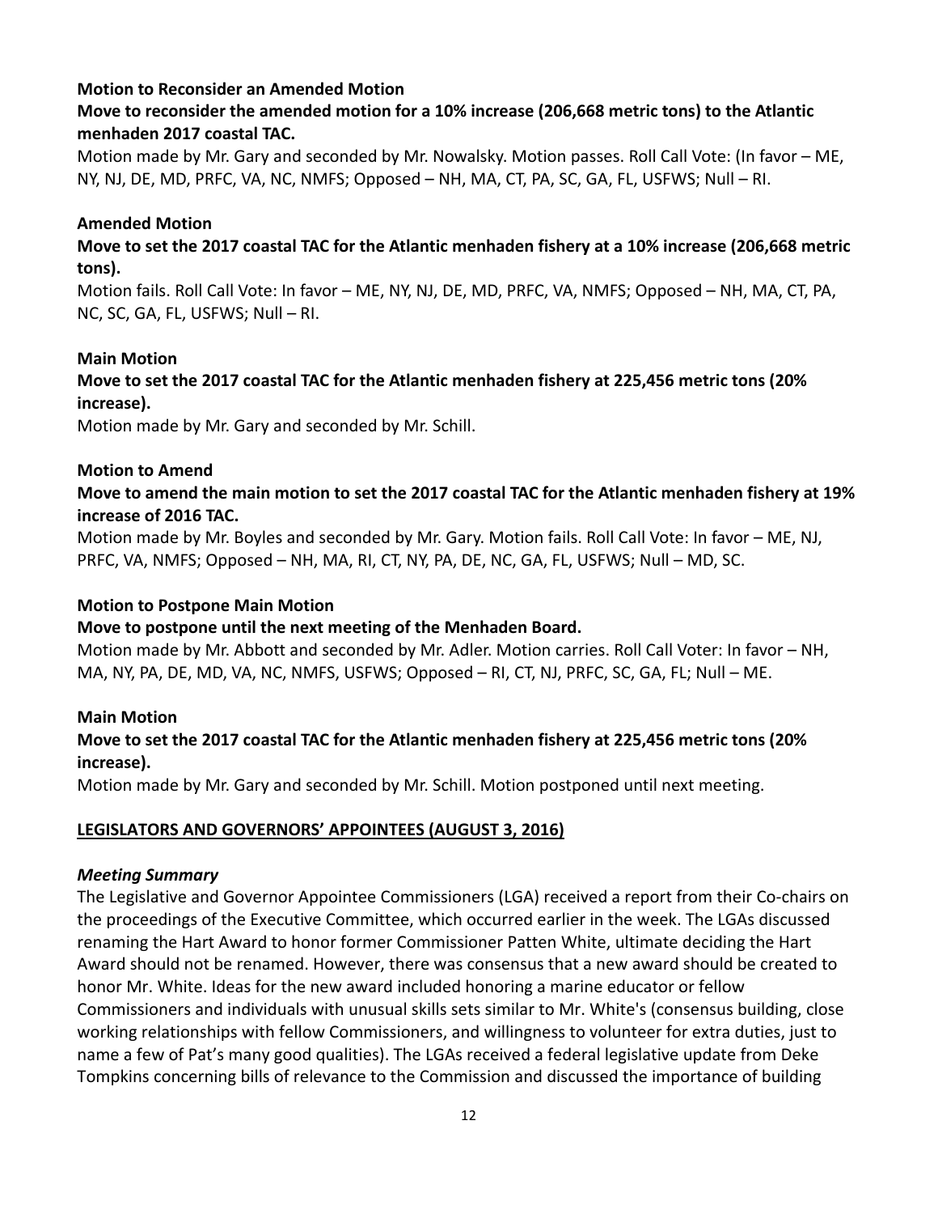**Motion to Reconsider an Amended Motion**

**Move to reconsider the amended motion for a 10% increase (206,668 metric tons) to the Atlantic menhaden 2017 coastal TAC.**

Motion made by Mr. Gary and seconded by Mr. Nowalsky. Motion passes. Roll Call Vote: (In favor – ME, NY, NJ, DE, MD, PRFC, VA, NC, NMFS; Opposed – NH, MA, CT, PA, SC, GA, FL, USFWS; Null – RI.

**Amended Motion**

**Move to set the 2017 coastal TAC for the Atlantic menhaden fishery at a 10% increase (206,668 metric tons).**

Motion fails. Roll Call Vote: In favor – ME, NY, NJ, DE, MD, PRFC, VA, NMFS; Opposed – NH, MA, CT, PA, NC, SC, GA, FL, USFWS; Null – RI.

**Main Motion**

**Move to set the 2017 coastal TAC for the Atlantic menhaden fishery at 225,456 metric tons (20% increase).**

Motion made by Mr. Gary and seconded by Mr. Schill.

**Motion to Amend**

**Move to amend the main motion to set the 2017 coastal TAC for the Atlantic menhaden fishery at 19% increase of 2016 TAC.**

Motion made by Mr. Boyles and seconded by Mr. Gary. Motion fails. Roll Call Vote: In favor – ME, NJ, PRFC, VA, NMFS; Opposed – NH, MA, RI, CT, NY, PA, DE, NC, GA, FL, USFWS; Null – MD, SC.

**Motion to Postpone Main Motion**

**Move to postpone until the next meeting of the Menhaden Board.**

Motion made by Mr. Abbott and seconded by Mr. Adler. Motion carries. Roll Call Voter: In favor – NH, MA, NY, PA, DE, MD, VA, NC, NMFS, USFWS; Opposed – RI, CT, NJ, PRFC, SC, GA, FL; Null – ME.

**Main Motion**

**Move to set the 2017 coastal TAC for the Atlantic menhaden fishery at 225,456 metric tons (20% increase).**

Motion made by Mr. Gary and seconded by Mr. Schill. Motion postponed until next meeting.

## LEGISLATORS AND GOVERNORS' APPOINTEES (AUGUST 3, 2016)

### *Meeting Summary*

The Legislative and Governor Appointee Commissioners (LGA) received a report from their Co-chairs on the proceedings of the Executive Committee, which occurred earlier in the week. The LGAs discussed renaming the Hart Award to honor former Commissioner Patten White, ultimate deciding the Hart Award should not be renamed. However, there was consensus that a new award should be created to honor Mr. White. Ideas for the new award included honoring a marine educator or fellow Commissioners and individuals with unusual skills sets similar to Mr. White's (consensus building, close working relationships with fellow Commissioners, and willingness to volunteer for extra duties, just to name a few of Pat's many good qualities). The LGAs received a federal legislative update from Deke Tompkins concerning bills of relevance to the Commission and discussed the importance of building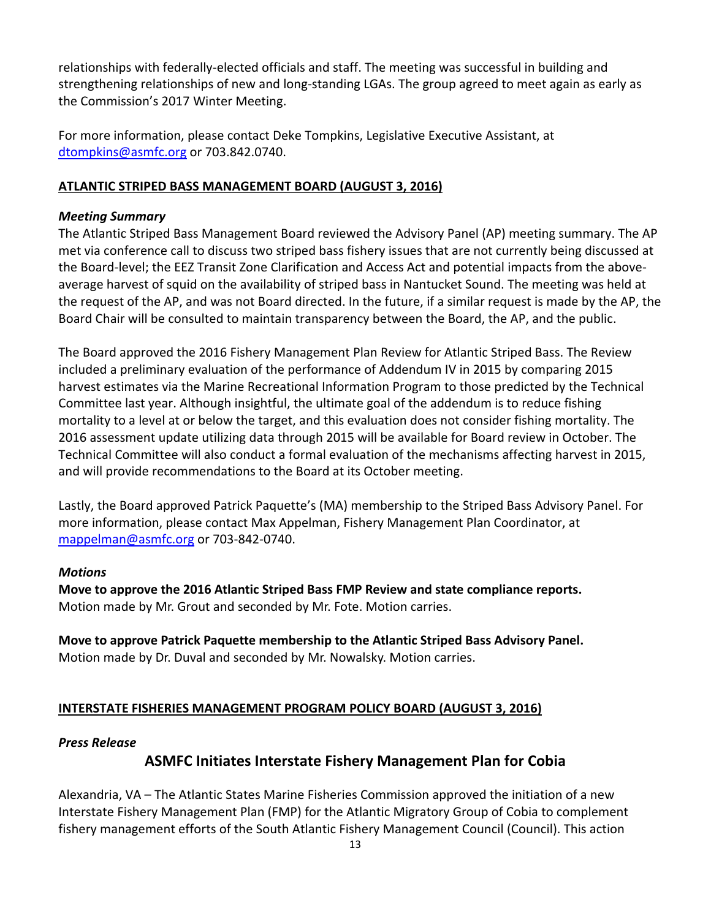relationships with federally-elected officials and staff. The meeting was successful in building and strengthening relationships of new and long-standing LGAs. The group agreed to meet again as early as the Commission's 2017 Winter Meeting.

For more information, please contact Deke Tompkins, Legislative Executive Assistant, at dtompkins@asmfc.org or 703.842.0740.

## ATLANTIC STRIPED BASS MANAGEMENT BOARD (AUGUST 3, 2016)

### *Meeting Summary*

The Atlantic Striped Bass Management Board reviewed the Advisory Panel (AP) meeting summary. The AP met via conference call to discuss two striped bass fishery issues that are not currently being discussed at the Board-level; the EEZ Transit Zone Clarification and Access Act and potential impacts from the above-average harvest of squid on the availability of striped bass in Nantucket Sound. The meeting was held at the request of the AP, and was not Board directed. In the future, if a similar request is made by the AP, the Board Chair will be consulted to maintain transparency between the Board, the AP, and the public.

The Board approved the 2016 Fishery Management Plan Review for Atlantic Striped Bass. The Review included a preliminary evaluation of the performance of Addendum IV in 2015 by comparing 2015 harvest estimates via the Marine Recreational Information Program to those predicted by the Technical Committee last year. Although insightful, the ultimate goal of the addendum is to reduce fishing mortality to a level at or below the target, and this evaluation does not consider fishing mortality. The 2016 assessment update utilizing data through 2015 will be available for Board review in October. The Technical Committee will also conduct a formal evaluation of the mechanisms affecting harvest in 2015, and will provide recommendations to the Board at its October meeting.

Lastly, the Board approved Patrick Paquette's (MA) membership to the Striped Bass Advisory Panel. For more information, please contact Max Appelman, Fishery Management Plan Coordinator, at mappelman@asmfc.org or 703-842-0740.

### *Motions*

**Move to approve the 2016 Atlantic Striped Bass FMP Review and state compliance reports.**
Motion made by Mr. Grout and seconded by Mr. Fote. Motion carries.

**Move to approve Patrick Paquette membership to the Atlantic Striped Bass Advisory Panel.**
Motion made by Dr. Duval and seconded by Mr. Nowalsky. Motion carries.

## INTERSTATE FISHERIES MANAGEMENT PROGRAM POLICY BOARD (AUGUST 3, 2016)

### *Press Release*

### ASMFC Initiates Interstate Fishery Management Plan for Cobia

Alexandria, VA – The Atlantic States Marine Fisheries Commission approved the initiation of a new Interstate Fishery Management Plan (FMP) for the Atlantic Migratory Group of Cobia to complement fishery management efforts of the South Atlantic Fishery Management Council (Council). This action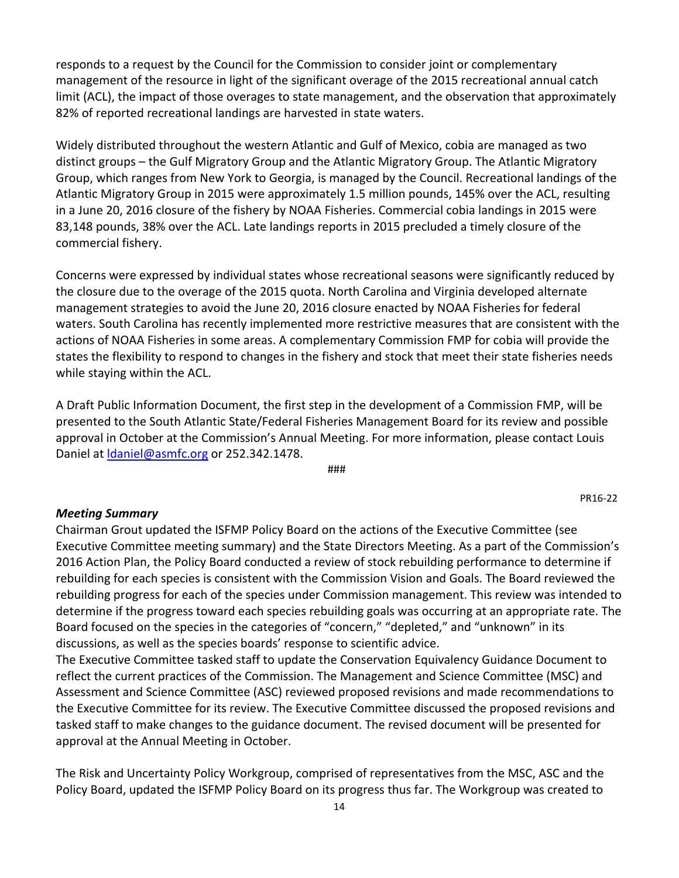responds to a request by the Council for the Commission to consider joint or complementary management of the resource in light of the significant overage of the 2015 recreational annual catch limit (ACL), the impact of those overages to state management, and the observation that approximately 82% of reported recreational landings are harvested in state waters.

Widely distributed throughout the western Atlantic and Gulf of Mexico, cobia are managed as two distinct groups – the Gulf Migratory Group and the Atlantic Migratory Group. The Atlantic Migratory Group, which ranges from New York to Georgia, is managed by the Council. Recreational landings of the Atlantic Migratory Group in 2015 were approximately 1.5 million pounds, 145% over the ACL, resulting in a June 20, 2016 closure of the fishery by NOAA Fisheries. Commercial cobia landings in 2015 were 83,148 pounds, 38% over the ACL. Late landings reports in 2015 precluded a timely closure of the commercial fishery.

Concerns were expressed by individual states whose recreational seasons were significantly reduced by the closure due to the overage of the 2015 quota. North Carolina and Virginia developed alternate management strategies to avoid the June 20, 2016 closure enacted by NOAA Fisheries for federal waters. South Carolina has recently implemented more restrictive measures that are consistent with the actions of NOAA Fisheries in some areas. A complementary Commission FMP for cobia will provide the states the flexibility to respond to changes in the fishery and stock that meet their state fisheries needs while staying within the ACL.

A Draft Public Information Document, the first step in the development of a Commission FMP, will be presented to the South Atlantic State/Federal Fisheries Management Board for its review and possible approval in October at the Commission's Annual Meeting. For more information, please contact Louis Daniel at ldaniel@asmfc.org or 252.342.1478.

###

PR16-22

***Meeting Summary***

Chairman Grout updated the ISFMP Policy Board on the actions of the Executive Committee (see Executive Committee meeting summary) and the State Directors Meeting. As a part of the Commission's 2016 Action Plan, the Policy Board conducted a review of stock rebuilding performance to determine if rebuilding for each species is consistent with the Commission Vision and Goals. The Board reviewed the rebuilding progress for each of the species under Commission management. This review was intended to determine if the progress toward each species rebuilding goals was occurring at an appropriate rate. The Board focused on the species in the categories of "concern," "depleted," and "unknown" in its discussions, as well as the species boards' response to scientific advice.

The Executive Committee tasked staff to update the Conservation Equivalency Guidance Document to reflect the current practices of the Commission. The Management and Science Committee (MSC) and Assessment and Science Committee (ASC) reviewed proposed revisions and made recommendations to the Executive Committee for its review. The Executive Committee discussed the proposed revisions and tasked staff to make changes to the guidance document. The revised document will be presented for approval at the Annual Meeting in October.

The Risk and Uncertainty Policy Workgroup, comprised of representatives from the MSC, ASC and the Policy Board, updated the ISFMP Policy Board on its progress thus far. The Workgroup was created to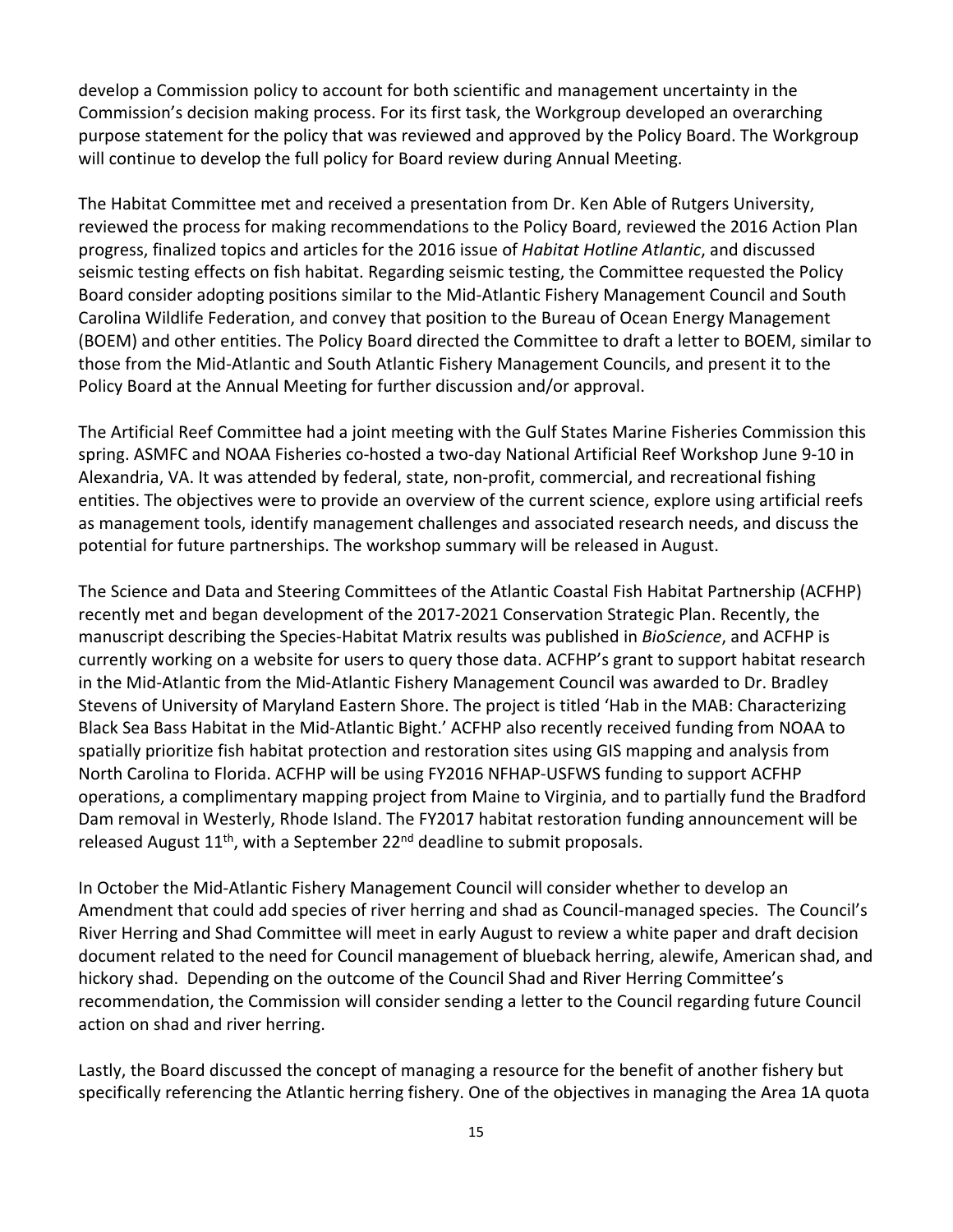develop a Commission policy to account for both scientific and management uncertainty in the Commission's decision making process. For its first task, the Workgroup developed an overarching purpose statement for the policy that was reviewed and approved by the Policy Board. The Workgroup will continue to develop the full policy for Board review during Annual Meeting.

The Habitat Committee met and received a presentation from Dr. Ken Able of Rutgers University, reviewed the process for making recommendations to the Policy Board, reviewed the 2016 Action Plan progress, finalized topics and articles for the 2016 issue of *Habitat Hotline Atlantic*, and discussed seismic testing effects on fish habitat. Regarding seismic testing, the Committee requested the Policy Board consider adopting positions similar to the Mid-Atlantic Fishery Management Council and South Carolina Wildlife Federation, and convey that position to the Bureau of Ocean Energy Management (BOEM) and other entities. The Policy Board directed the Committee to draft a letter to BOEM, similar to those from the Mid-Atlantic and South Atlantic Fishery Management Councils, and present it to the Policy Board at the Annual Meeting for further discussion and/or approval.

The Artificial Reef Committee had a joint meeting with the Gulf States Marine Fisheries Commission this spring. ASMFC and NOAA Fisheries co-hosted a two-day National Artificial Reef Workshop June 9-10 in Alexandria, VA. It was attended by federal, state, non-profit, commercial, and recreational fishing entities. The objectives were to provide an overview of the current science, explore using artificial reefs as management tools, identify management challenges and associated research needs, and discuss the potential for future partnerships. The workshop summary will be released in August.

The Science and Data and Steering Committees of the Atlantic Coastal Fish Habitat Partnership (ACFHP) recently met and began development of the 2017-2021 Conservation Strategic Plan. Recently, the manuscript describing the Species-Habitat Matrix results was published in *BioScience*, and ACFHP is currently working on a website for users to query those data. ACFHP's grant to support habitat research in the Mid-Atlantic from the Mid-Atlantic Fishery Management Council was awarded to Dr. Bradley Stevens of University of Maryland Eastern Shore. The project is titled 'Hab in the MAB: Characterizing Black Sea Bass Habitat in the Mid-Atlantic Bight.' ACFHP also recently received funding from NOAA to spatially prioritize fish habitat protection and restoration sites using GIS mapping and analysis from North Carolina to Florida. ACFHP will be using FY2016 NFHAP-USFWS funding to support ACFHP operations, a complimentary mapping project from Maine to Virginia, and to partially fund the Bradford Dam removal in Westerly, Rhode Island. The FY2017 habitat restoration funding announcement will be released August 11th, with a September 22nd deadline to submit proposals.

In October the Mid-Atlantic Fishery Management Council will consider whether to develop an Amendment that could add species of river herring and shad as Council-managed species. The Council's River Herring and Shad Committee will meet in early August to review a white paper and draft decision document related to the need for Council management of blueback herring, alewife, American shad, and hickory shad. Depending on the outcome of the Council Shad and River Herring Committee's recommendation, the Commission will consider sending a letter to the Council regarding future Council action on shad and river herring.

Lastly, the Board discussed the concept of managing a resource for the benefit of another fishery but specifically referencing the Atlantic herring fishery. One of the objectives in managing the Area 1A quota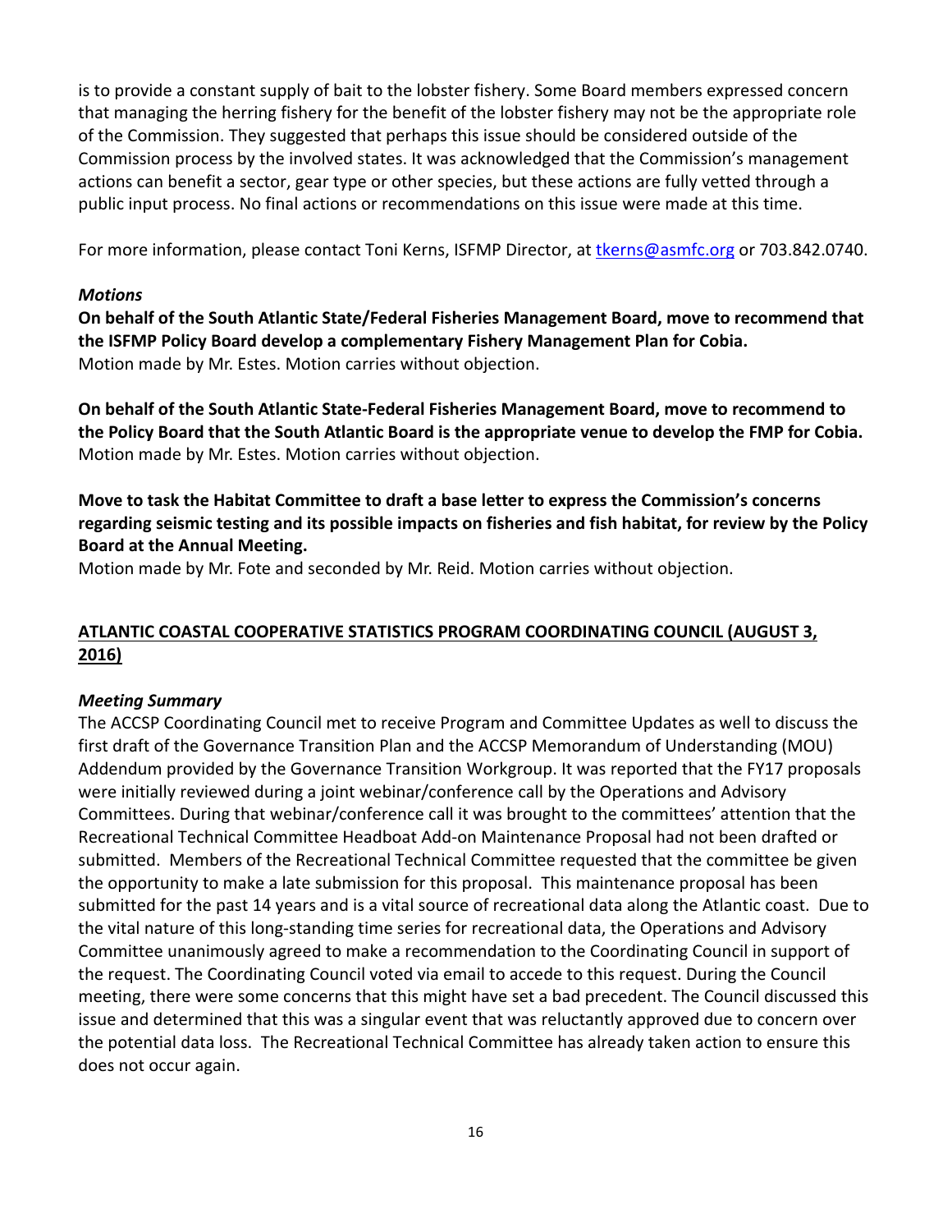is to provide a constant supply of bait to the lobster fishery. Some Board members expressed concern that managing the herring fishery for the benefit of the lobster fishery may not be the appropriate role of the Commission. They suggested that perhaps this issue should be considered outside of the Commission process by the involved states. It was acknowledged that the Commission's management actions can benefit a sector, gear type or other species, but these actions are fully vetted through a public input process. No final actions or recommendations on this issue were made at this time.

For more information, please contact Toni Kerns, ISFMP Director, at tkerns@asmfc.org or 703.842.0740.

***Motions***

**On behalf of the South Atlantic State/Federal Fisheries Management Board, move to recommend that the ISFMP Policy Board develop a complementary Fishery Management Plan for Cobia.**
Motion made by Mr. Estes. Motion carries without objection.

**On behalf of the South Atlantic State-Federal Fisheries Management Board, move to recommend to the Policy Board that the South Atlantic Board is the appropriate venue to develop the FMP for Cobia.**
Motion made by Mr. Estes. Motion carries without objection.

**Move to task the Habitat Committee to draft a base letter to express the Commission's concerns regarding seismic testing and its possible impacts on fisheries and fish habitat, for review by the Policy Board at the Annual Meeting.**
Motion made by Mr. Fote and seconded by Mr. Reid. Motion carries without objection.

## ATLANTIC COASTAL COOPERATIVE STATISTICS PROGRAM COORDINATING COUNCIL (AUGUST 3, 2016)

***Meeting Summary***

The ACCSP Coordinating Council met to receive Program and Committee Updates as well to discuss the first draft of the Governance Transition Plan and the ACCSP Memorandum of Understanding (MOU) Addendum provided by the Governance Transition Workgroup. It was reported that the FY17 proposals were initially reviewed during a joint webinar/conference call by the Operations and Advisory Committees. During that webinar/conference call it was brought to the committees' attention that the Recreational Technical Committee Headboat Add-on Maintenance Proposal had not been drafted or submitted. Members of the Recreational Technical Committee requested that the committee be given the opportunity to make a late submission for this proposal. This maintenance proposal has been submitted for the past 14 years and is a vital source of recreational data along the Atlantic coast. Due to the vital nature of this long-standing time series for recreational data, the Operations and Advisory Committee unanimously agreed to make a recommendation to the Coordinating Council in support of the request. The Coordinating Council voted via email to accede to this request. During the Council meeting, there were some concerns that this might have set a bad precedent. The Council discussed this issue and determined that this was a singular event that was reluctantly approved due to concern over the potential data loss. The Recreational Technical Committee has already taken action to ensure this does not occur again.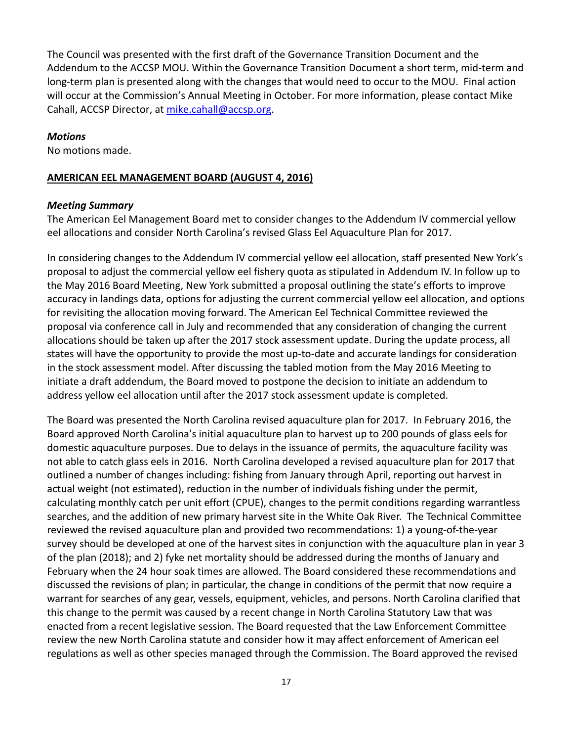The Council was presented with the first draft of the Governance Transition Document and the Addendum to the ACCSP MOU. Within the Governance Transition Document a short term, mid-term and long-term plan is presented along with the changes that would need to occur to the MOU. Final action will occur at the Commission's Annual Meeting in October. For more information, please contact Mike Cahall, ACCSP Director, at mike.cahall@accsp.org.

***Motions***

No motions made.

**AMERICAN EEL MANAGEMENT BOARD (AUGUST 4, 2016)**

***Meeting Summary***

The American Eel Management Board met to consider changes to the Addendum IV commercial yellow eel allocations and consider North Carolina's revised Glass Eel Aquaculture Plan for 2017.

In considering changes to the Addendum IV commercial yellow eel allocation, staff presented New York's proposal to adjust the commercial yellow eel fishery quota as stipulated in Addendum IV. In follow up to the May 2016 Board Meeting, New York submitted a proposal outlining the state's efforts to improve accuracy in landings data, options for adjusting the current commercial yellow eel allocation, and options for revisiting the allocation moving forward. The American Eel Technical Committee reviewed the proposal via conference call in July and recommended that any consideration of changing the current allocations should be taken up after the 2017 stock assessment update. During the update process, all states will have the opportunity to provide the most up-to-date and accurate landings for consideration in the stock assessment model. After discussing the tabled motion from the May 2016 Meeting to initiate a draft addendum, the Board moved to postpone the decision to initiate an addendum to address yellow eel allocation until after the 2017 stock assessment update is completed.

The Board was presented the North Carolina revised aquaculture plan for 2017. In February 2016, the Board approved North Carolina's initial aquaculture plan to harvest up to 200 pounds of glass eels for domestic aquaculture purposes. Due to delays in the issuance of permits, the aquaculture facility was not able to catch glass eels in 2016. North Carolina developed a revised aquaculture plan for 2017 that outlined a number of changes including: fishing from January through April, reporting out harvest in actual weight (not estimated), reduction in the number of individuals fishing under the permit, calculating monthly catch per unit effort (CPUE), changes to the permit conditions regarding warrantless searches, and the addition of new primary harvest site in the White Oak River. The Technical Committee reviewed the revised aquaculture plan and provided two recommendations: 1) a young-of-the-year survey should be developed at one of the harvest sites in conjunction with the aquaculture plan in year 3 of the plan (2018); and 2) fyke net mortality should be addressed during the months of January and February when the 24 hour soak times are allowed. The Board considered these recommendations and discussed the revisions of plan; in particular, the change in conditions of the permit that now require a warrant for searches of any gear, vessels, equipment, vehicles, and persons. North Carolina clarified that this change to the permit was caused by a recent change in North Carolina Statutory Law that was enacted from a recent legislative session. The Board requested that the Law Enforcement Committee review the new North Carolina statute and consider how it may affect enforcement of American eel regulations as well as other species managed through the Commission. The Board approved the revised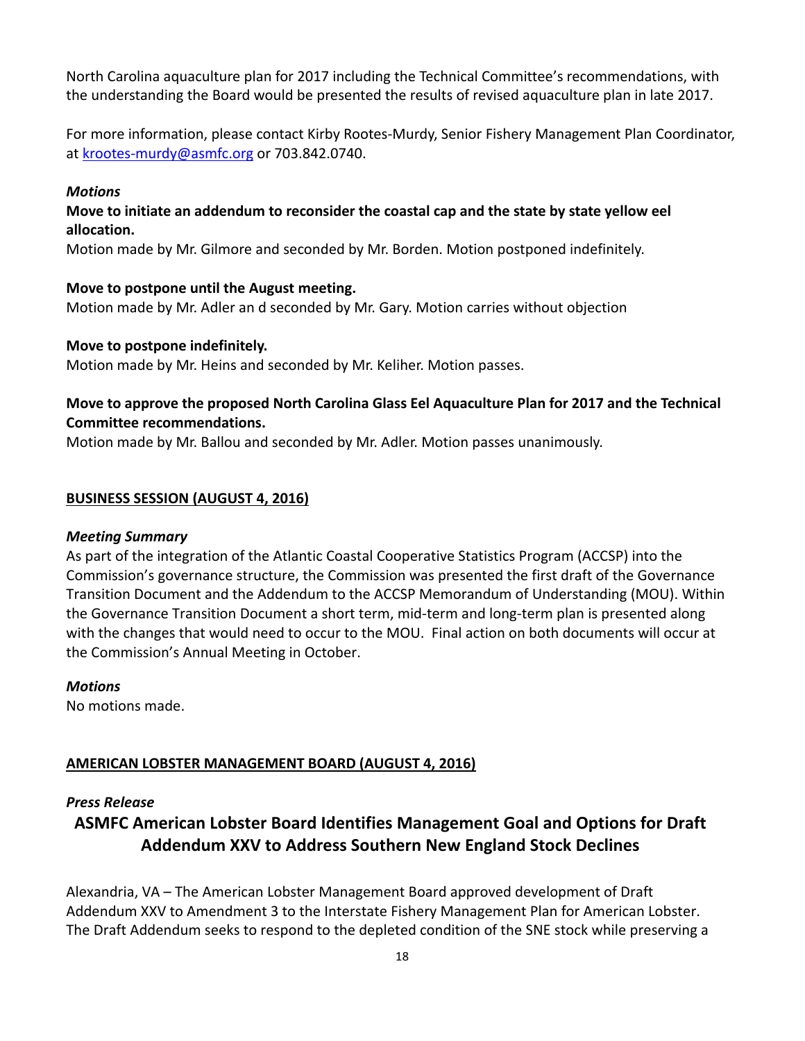North Carolina aquaculture plan for 2017 including the Technical Committee's recommendations, with the understanding the Board would be presented the results of revised aquaculture plan in late 2017.

For more information, please contact Kirby Rootes-Murdy, Senior Fishery Management Plan Coordinator, at [krootes-murdy@asmfc.org](mailto:krootes-murdy@asmfc.org) or 703.842.0740.

***Motions***

**Move to initiate an addendum to reconsider the coastal cap and the state by state yellow eel allocation.**

Motion made by Mr. Gilmore and seconded by Mr. Borden. Motion postponed indefinitely.

**Move to postpone until the August meeting.**

Motion made by Mr. Adler an d seconded by Mr. Gary. Motion carries without objection

**Move to postpone indefinitely.**

Motion made by Mr. Heins and seconded by Mr. Keliher. Motion passes.

**Move to approve the proposed North Carolina Glass Eel Aquaculture Plan for 2017 and the Technical Committee recommendations.**

Motion made by Mr. Ballou and seconded by Mr. Adler. Motion passes unanimously.

## BUSINESS SESSION (AUGUST 4, 2016)

***Meeting Summary***

As part of the integration of the Atlantic Coastal Cooperative Statistics Program (ACCSP) into the Commission's governance structure, the Commission was presented the first draft of the Governance Transition Document and the Addendum to the ACCSP Memorandum of Understanding (MOU). Within the Governance Transition Document a short term, mid-term and long-term plan is presented along with the changes that would need to occur to the MOU. Final action on both documents will occur at the Commission's Annual Meeting in October.

***Motions***

No motions made.

## AMERICAN LOBSTER MANAGEMENT BOARD (AUGUST 4, 2016)

***Press Release***

### ASMFC American Lobster Board Identifies Management Goal and Options for Draft Addendum XXV to Address Southern New England Stock Declines

Alexandria, VA – The American Lobster Management Board approved development of Draft Addendum XXV to Amendment 3 to the Interstate Fishery Management Plan for American Lobster. The Draft Addendum seeks to respond to the depleted condition of the SNE stock while preserving a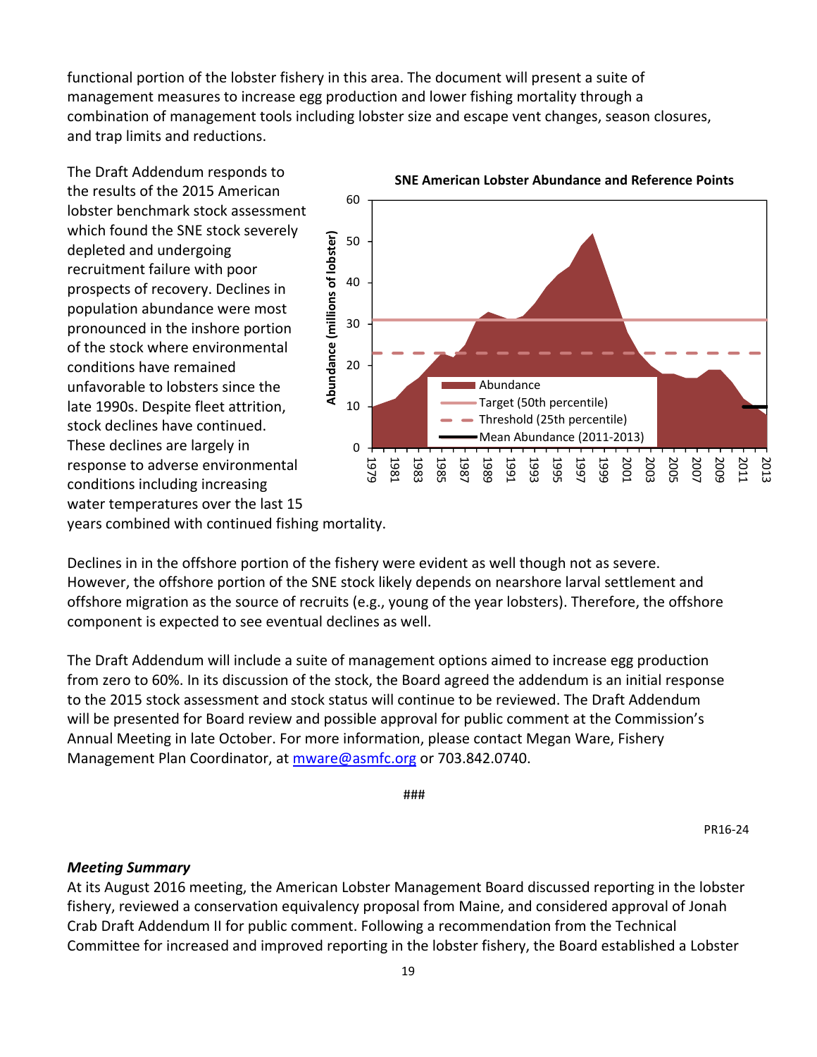functional portion of the lobster fishery in this area. The document will present a suite of management measures to increase egg production and lower fishing mortality through a combination of management tools including lobster size and escape vent changes, season closures, and trap limits and reductions.

The Draft Addendum responds to the results of the 2015 American lobster benchmark stock assessment which found the SNE stock severely depleted and undergoing recruitment failure with poor prospects of recovery. Declines in population abundance were most pronounced in the inshore portion of the stock where environmental conditions have remained unfavorable to lobsters since the late 1990s. Despite fleet attrition, stock declines have continued. These declines are largely in response to adverse environmental conditions including increasing water temperatures over the last 15 years combined with continued fishing mortality.

**SNE American Lobster Abundance and Reference Points**

Declines in in the offshore portion of the fishery were evident as well though not as severe. However, the offshore portion of the SNE stock likely depends on nearshore larval settlement and offshore migration as the source of recruits (e.g., young of the year lobsters). Therefore, the offshore component is expected to see eventual declines as well.

The Draft Addendum will include a suite of management options aimed to increase egg production from zero to 60%. In its discussion of the stock, the Board agreed the addendum is an initial response to the 2015 stock assessment and stock status will continue to be reviewed. The Draft Addendum will be presented for Board review and possible approval for public comment at the Commission's Annual Meeting in late October. For more information, please contact Megan Ware, Fishery Management Plan Coordinator, at mware@asmfc.org or 703.842.0740.

###

PR16-24

***Meeting Summary***

At its August 2016 meeting, the American Lobster Management Board discussed reporting in the lobster fishery, reviewed a conservation equivalency proposal from Maine, and considered approval of Jonah Crab Draft Addendum II for public comment. Following a recommendation from the Technical Committee for increased and improved reporting in the lobster fishery, the Board established a Lobster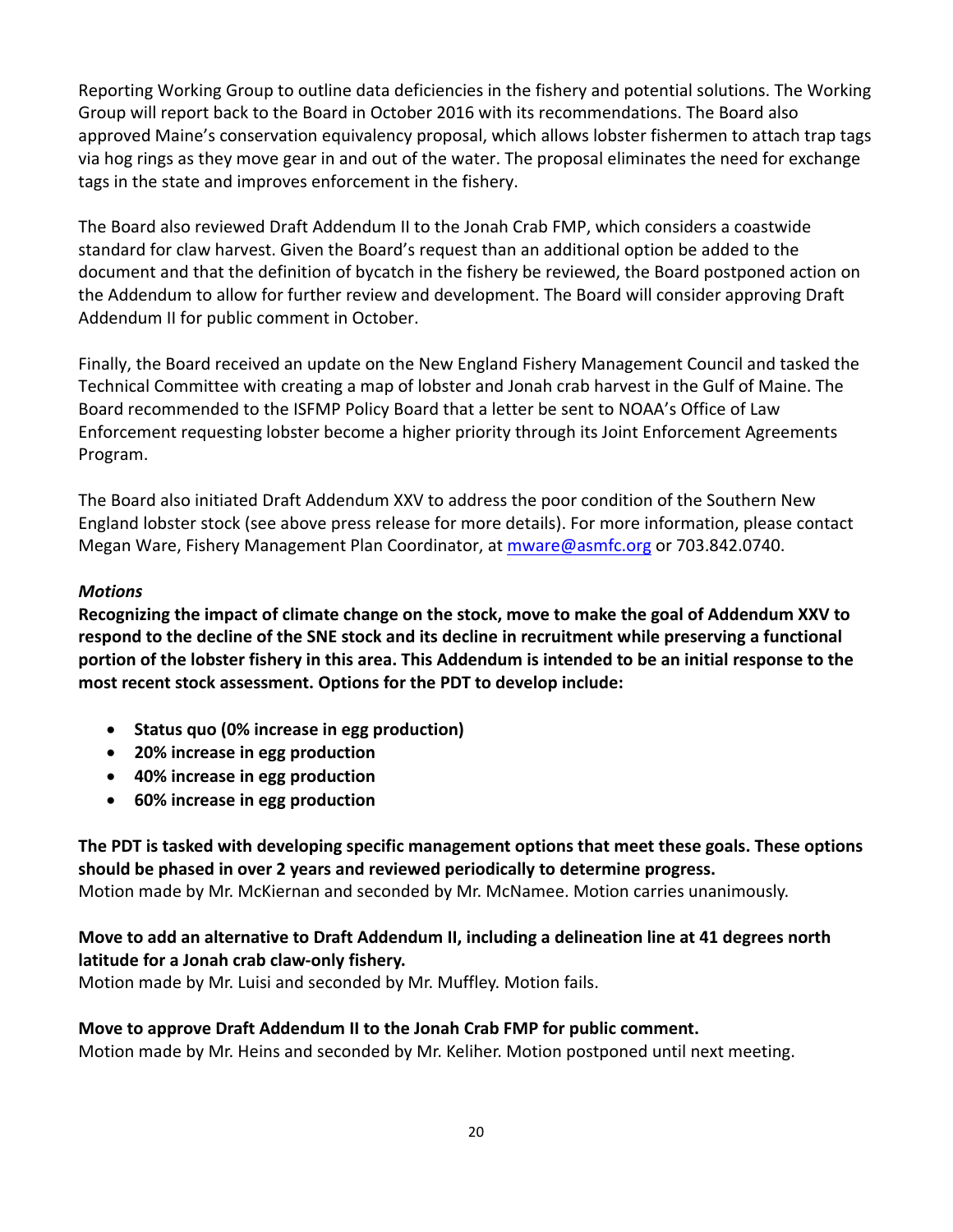Reporting Working Group to outline data deficiencies in the fishery and potential solutions. The Working Group will report back to the Board in October 2016 with its recommendations. The Board also approved Maine's conservation equivalency proposal, which allows lobster fishermen to attach trap tags via hog rings as they move gear in and out of the water. The proposal eliminates the need for exchange tags in the state and improves enforcement in the fishery.

The Board also reviewed Draft Addendum II to the Jonah Crab FMP, which considers a coastwide standard for claw harvest. Given the Board's request than an additional option be added to the document and that the definition of bycatch in the fishery be reviewed, the Board postponed action on the Addendum to allow for further review and development. The Board will consider approving Draft Addendum II for public comment in October.

Finally, the Board received an update on the New England Fishery Management Council and tasked the Technical Committee with creating a map of lobster and Jonah crab harvest in the Gulf of Maine. The Board recommended to the ISFMP Policy Board that a letter be sent to NOAA's Office of Law Enforcement requesting lobster become a higher priority through its Joint Enforcement Agreements Program.

The Board also initiated Draft Addendum XXV to address the poor condition of the Southern New England lobster stock (see above press release for more details). For more information, please contact Megan Ware, Fishery Management Plan Coordinator, at mware@asmfc.org or 703.842.0740.

***Motions***

**Recognizing the impact of climate change on the stock, move to make the goal of Addendum XXV to respond to the decline of the SNE stock and its decline in recruitment while preserving a functional portion of the lobster fishery in this area. This Addendum is intended to be an initial response to the most recent stock assessment. Options for the PDT to develop include:**

- **Status quo (0% increase in egg production)**
- **20% increase in egg production**
- **40% increase in egg production**
- **60% increase in egg production**

**The PDT is tasked with developing specific management options that meet these goals. These options should be phased in over 2 years and reviewed periodically to determine progress.**
Motion made by Mr. McKiernan and seconded by Mr. McNamee. Motion carries unanimously.

**Move to add an alternative to Draft Addendum II, including a delineation line at 41 degrees north latitude for a Jonah crab claw-only fishery.**
Motion made by Mr. Luisi and seconded by Mr. Muffley. Motion fails.

**Move to approve Draft Addendum II to the Jonah Crab FMP for public comment.**
Motion made by Mr. Heins and seconded by Mr. Keliher. Motion postponed until next meeting.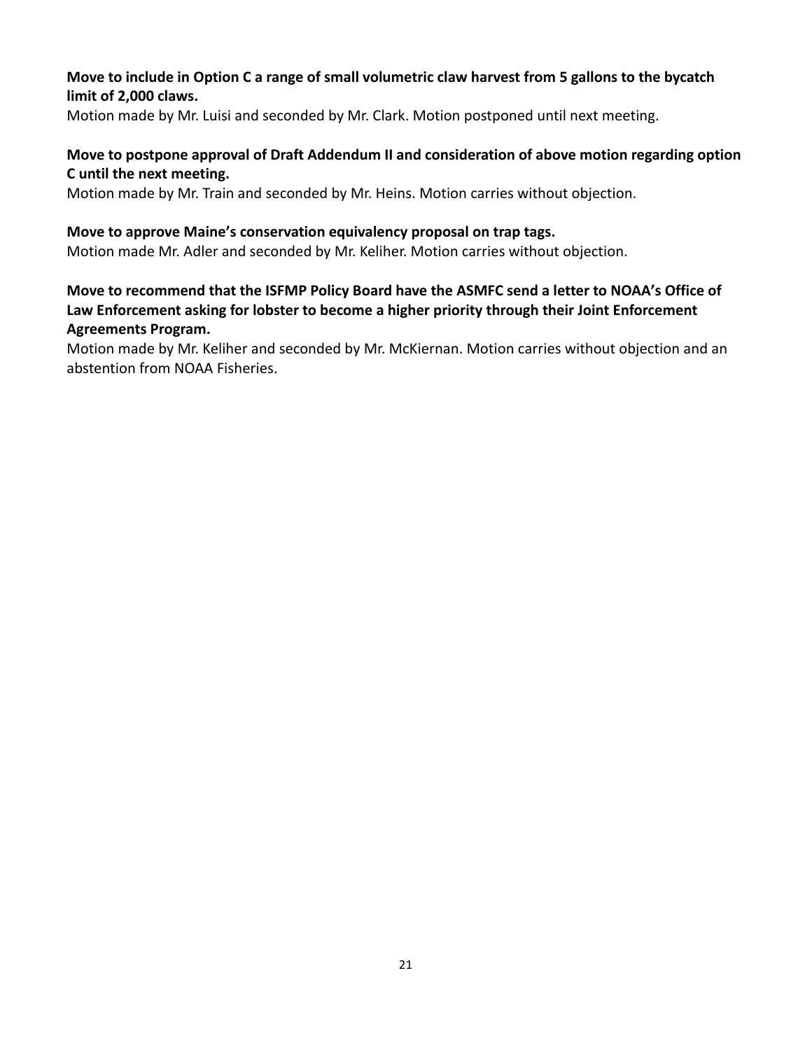**Move to include in Option C a range of small volumetric claw harvest from 5 gallons to the bycatch limit of 2,000 claws.**

Motion made by Mr. Luisi and seconded by Mr. Clark. Motion postponed until next meeting.

**Move to postpone approval of Draft Addendum II and consideration of above motion regarding option C until the next meeting.**

Motion made by Mr. Train and seconded by Mr. Heins. Motion carries without objection.

**Move to approve Maine's conservation equivalency proposal on trap tags.**

Motion made Mr. Adler and seconded by Mr. Keliher. Motion carries without objection.

**Move to recommend that the ISFMP Policy Board have the ASMFC send a letter to NOAA's Office of Law Enforcement asking for lobster to become a higher priority through their Joint Enforcement Agreements Program.**

Motion made by Mr. Keliher and seconded by Mr. McKiernan. Motion carries without objection and an abstention from NOAA Fisheries.